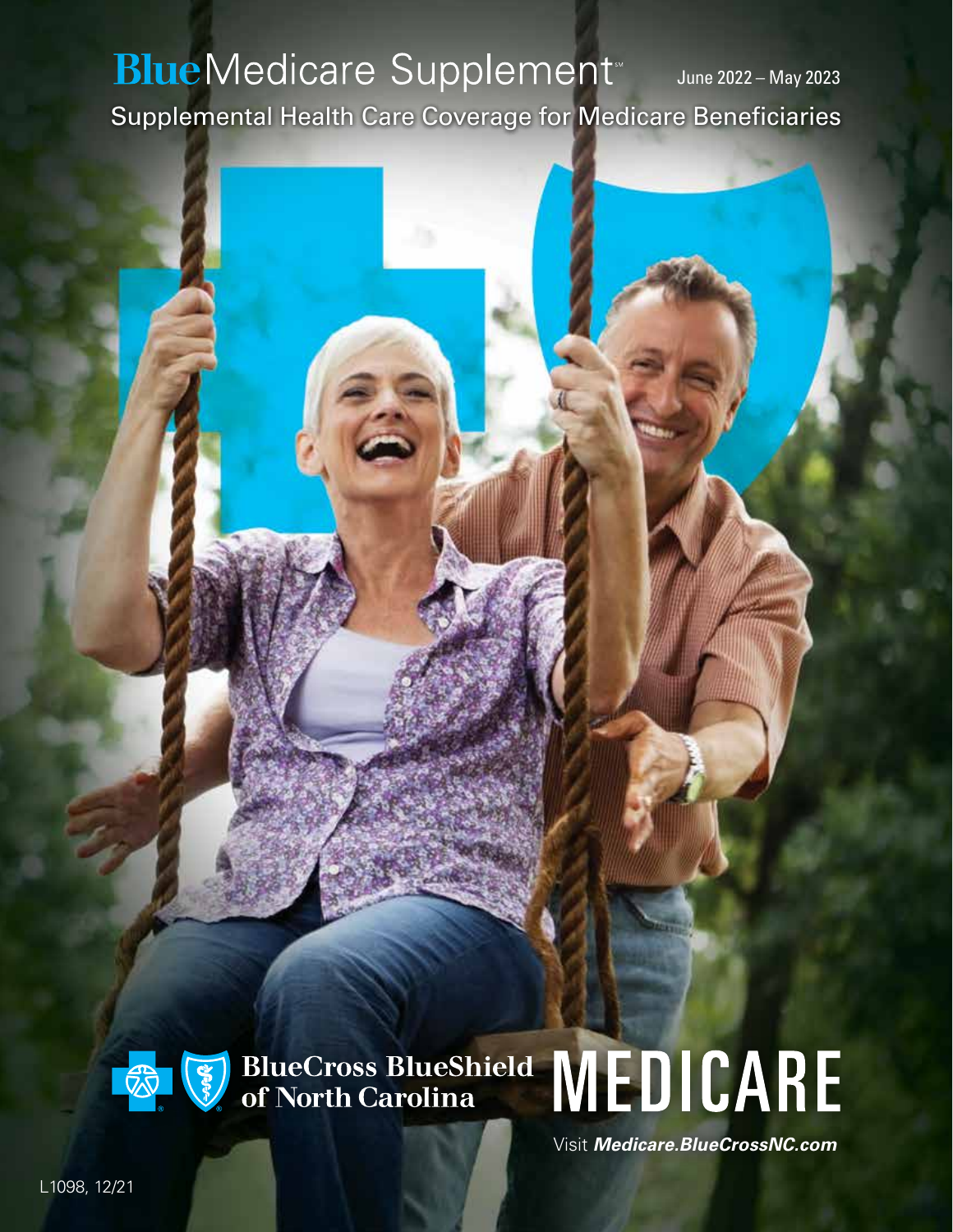# Blue Medicare Supplement℠

June 2022 – May 2023

## Supplemental Health Care Coverage for Medicare Beneficiaries

BlueCross BlueShield of North Carolina

MEDICARE

Visit ***Medicare.BlueCrossNC.com***

L1098, 12/21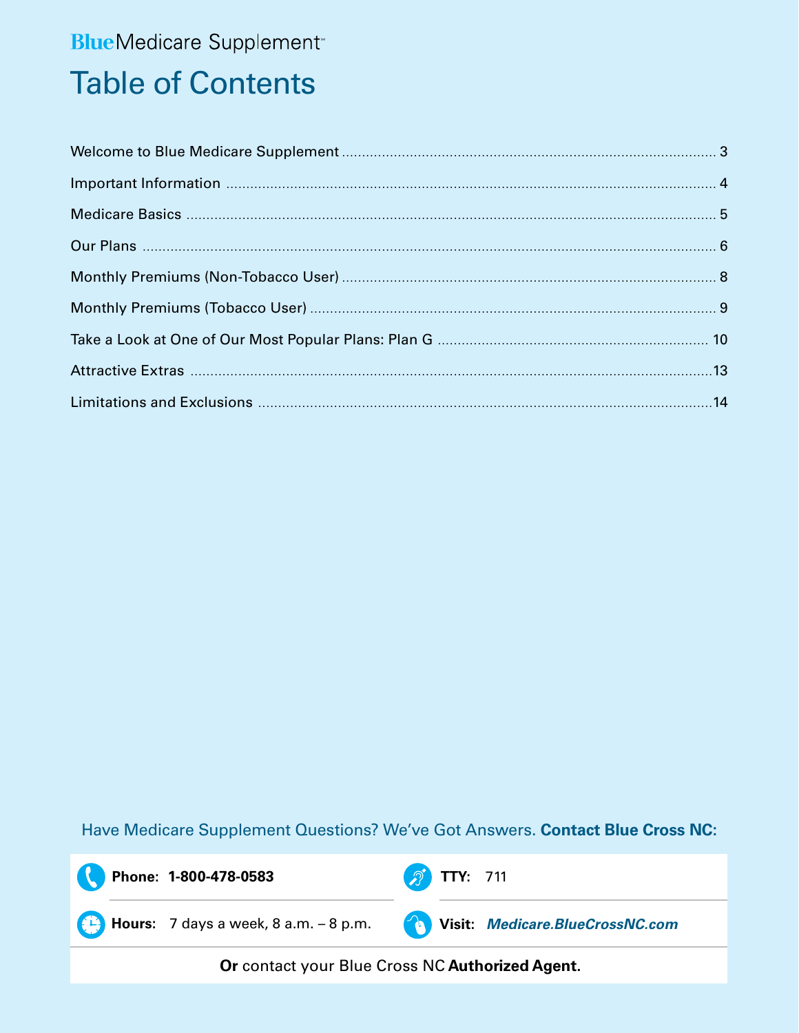Blue Medicare Supplement℠

# Table of Contents

| | |
|---|---|
| Welcome to Blue Medicare Supplement | 3 |
| Important Information | 4 |
| Medicare Basics | 5 |
| Our Plans | 6 |
| Monthly Premiums (Non-Tobacco User) | 8 |
| Monthly Premiums (Tobacco User) | 9 |
| Take a Look at One of Our Most Popular Plans: Plan G | 10 |
| Attractive Extras | 13 |
| Limitations and Exclusions | 14 |

Have Medicare Supplement Questions? We've Got Answers. **Contact Blue Cross NC:**

**Phone: 1-800-478-0583**

**TTY:** 711

**Hours:** 7 days a week, 8 a.m. – 8 p.m.

**Visit:** ***Medicare.BlueCrossNC.com***

**Or** contact your Blue Cross NC **Authorized Agent.**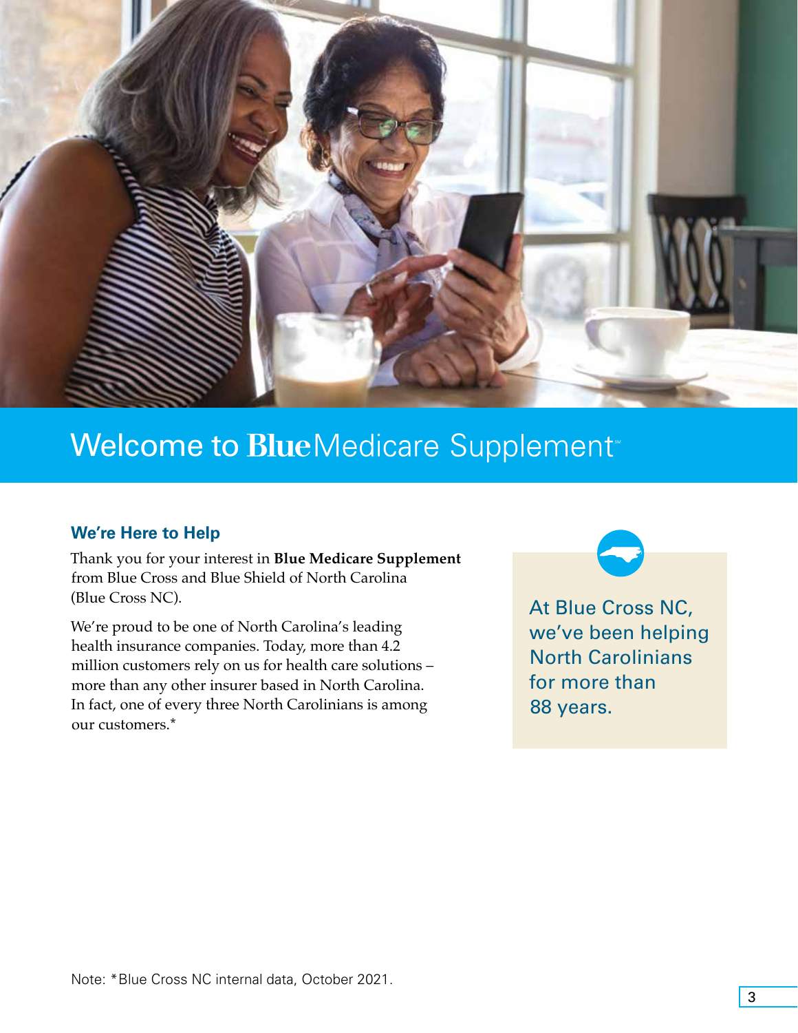# Welcome to Blue Medicare Supplement℠

## We're Here to Help

Thank you for your interest in **Blue Medicare Supplement** from Blue Cross and Blue Shield of North Carolina (Blue Cross NC).

We're proud to be one of North Carolina's leading health insurance companies. Today, more than 4.2 million customers rely on us for health care solutions – more than any other insurer based in North Carolina. In fact, one of every three North Carolinians is among our customers.*

At Blue Cross NC, we've been helping North Carolinians for more than 88 years.

Note: *Blue Cross NC internal data, October 2021.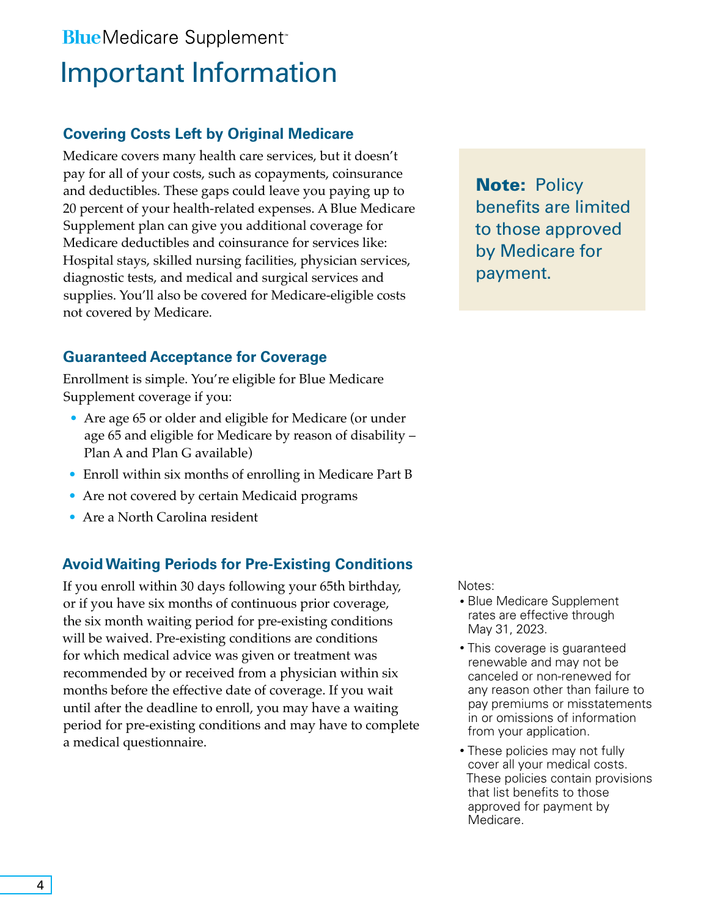Blue Medicare Supplement℠

# Important Information

## Covering Costs Left by Original Medicare

Medicare covers many health care services, but it doesn't pay for all of your costs, such as copayments, coinsurance and deductibles. These gaps could leave you paying up to 20 percent of your health-related expenses. A Blue Medicare Supplement plan can give you additional coverage for Medicare deductibles and coinsurance for services like: Hospital stays, skilled nursing facilities, physician services, diagnostic tests, and medical and surgical services and supplies. You'll also be covered for Medicare-eligible costs not covered by Medicare.

**Note:** Policy benefits are limited to those approved by Medicare for payment.

## Guaranteed Acceptance for Coverage

Enrollment is simple. You're eligible for Blue Medicare Supplement coverage if you:

- Are age 65 or older and eligible for Medicare (or under age 65 and eligible for Medicare by reason of disability – Plan A and Plan G available)
- Enroll within six months of enrolling in Medicare Part B
- Are not covered by certain Medicaid programs
- Are a North Carolina resident

## Avoid Waiting Periods for Pre-Existing Conditions

If you enroll within 30 days following your 65th birthday, or if you have six months of continuous prior coverage, the six month waiting period for pre-existing conditions will be waived. Pre-existing conditions are conditions for which medical advice was given or treatment was recommended by or received from a physician within six months before the effective date of coverage. If you wait until after the deadline to enroll, you may have a waiting period for pre-existing conditions and may have to complete a medical questionnaire.

Notes:

- Blue Medicare Supplement rates are effective through May 31, 2023.
- This coverage is guaranteed renewable and may not be canceled or non-renewed for any reason other than failure to pay premiums or misstatements in or omissions of information from your application.
- These policies may not fully cover all your medical costs. These policies contain provisions that list benefits to those approved for payment by Medicare.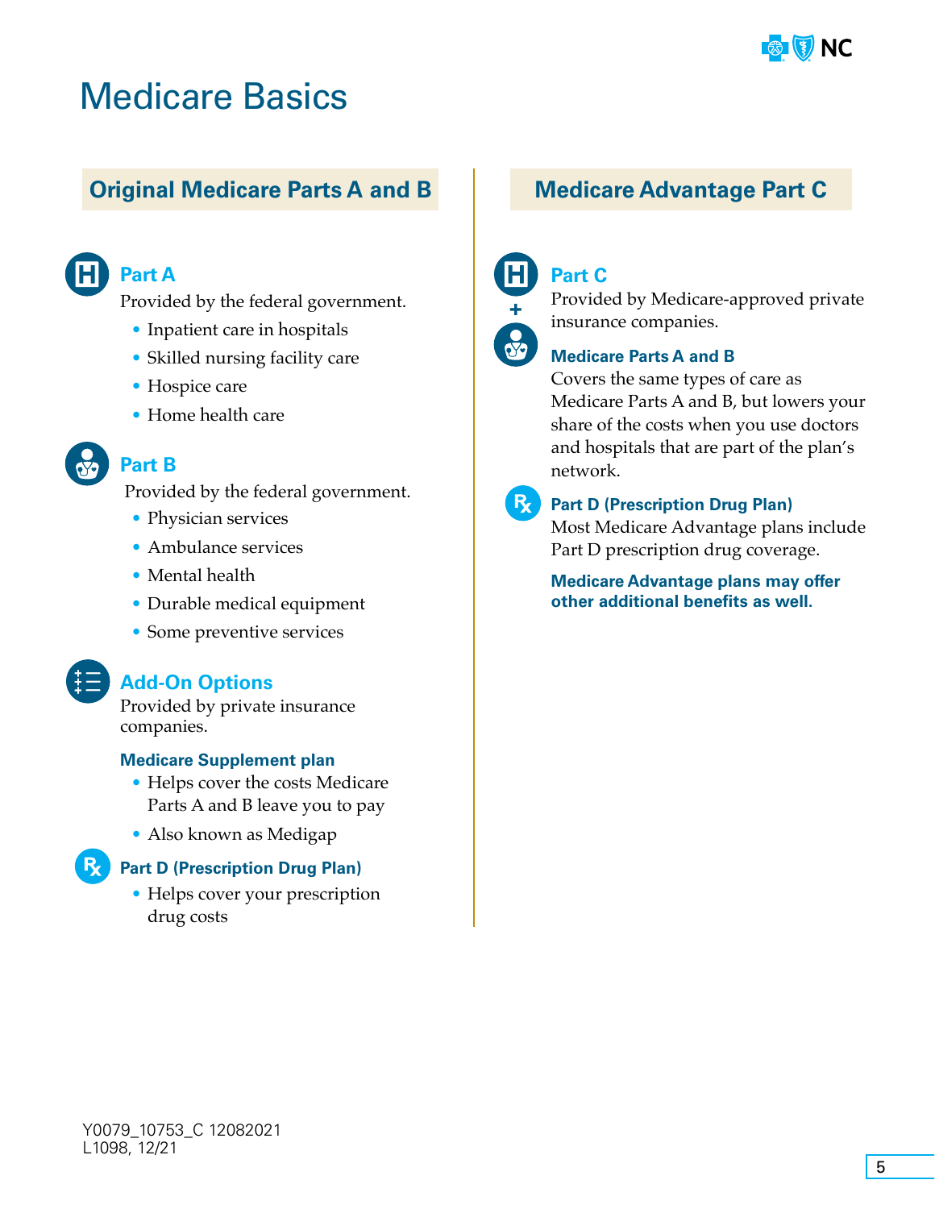# Medicare Basics

## Original Medicare Parts A and B

### Part A

Provided by the federal government.

- Inpatient care in hospitals
- Skilled nursing facility care
- Hospice care
- Home health care

### Part B

Provided by the federal government.

- Physician services
- Ambulance services
- Mental health
- Durable medical equipment
- Some preventive services

### Add-On Options

Provided by private insurance companies.

**Medicare Supplement plan**

- Helps cover the costs Medicare Parts A and B leave you to pay
- Also known as Medigap

**Part D (Prescription Drug Plan)**

- Helps cover your prescription drug costs

## Medicare Advantage Part C

### Part C

Provided by Medicare-approved private insurance companies.

**Medicare Parts A and B**

Covers the same types of care as Medicare Parts A and B, but lowers your share of the costs when you use doctors and hospitals that are part of the plan's network.

**Part D (Prescription Drug Plan)**

Most Medicare Advantage plans include Part D prescription drug coverage.

**Medicare Advantage plans may offer other additional benefits as well.**

Y0079_10753_C 12082021
L1098, 12/21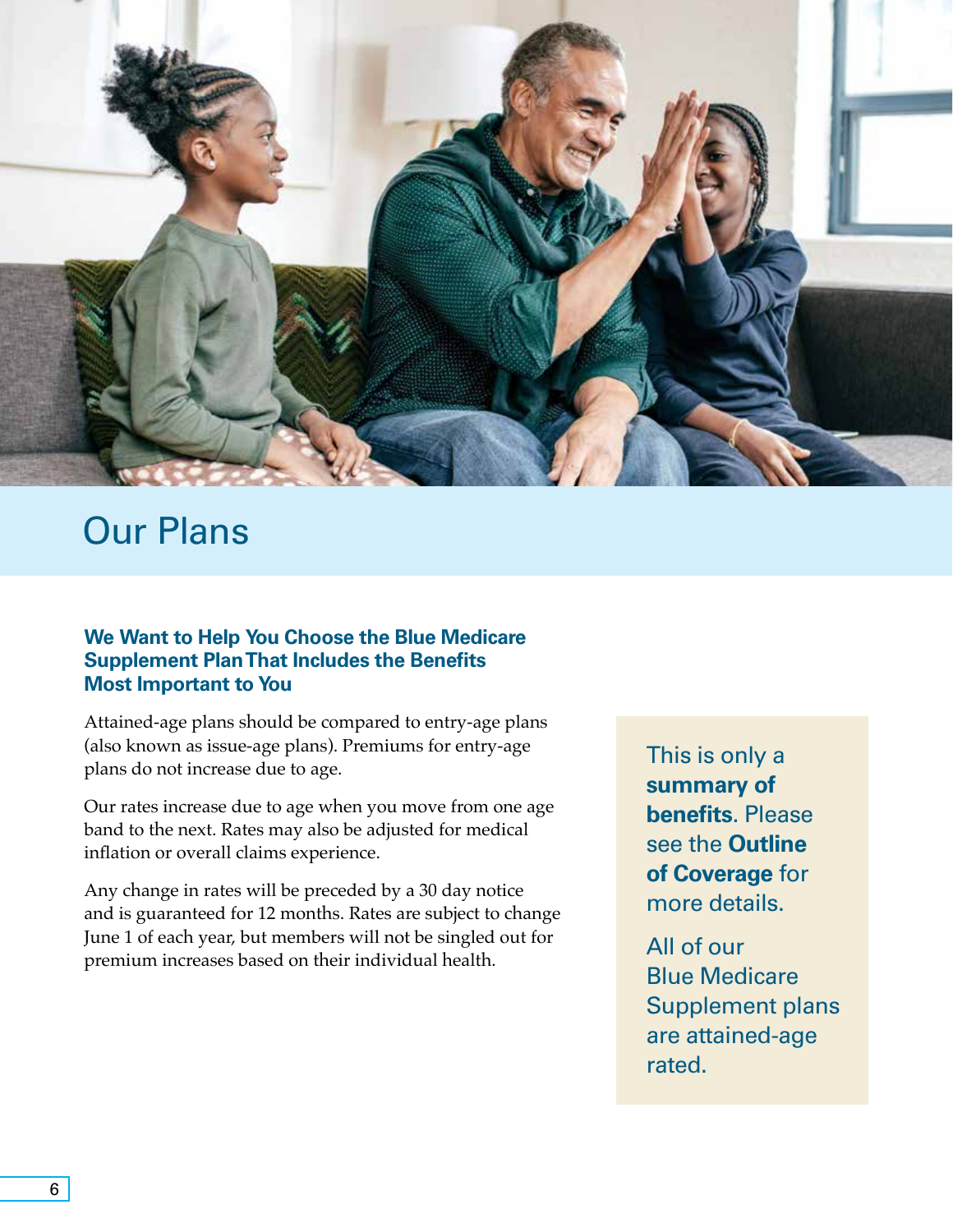# Our Plans

### We Want to Help You Choose the Blue Medicare Supplement Plan That Includes the Benefits Most Important to You

Attained-age plans should be compared to entry-age plans (also known as issue-age plans). Premiums for entry-age plans do not increase due to age.

Our rates increase due to age when you move from one age band to the next. Rates may also be adjusted for medical inflation or overall claims experience.

Any change in rates will be preceded by a 30 day notice and is guaranteed for 12 months. Rates are subject to change June 1 of each year, but members will not be singled out for premium increases based on their individual health.

This is only a **summary of benefits**. Please see the **Outline of Coverage** for more details.

All of our Blue Medicare Supplement plans are attained-age rated.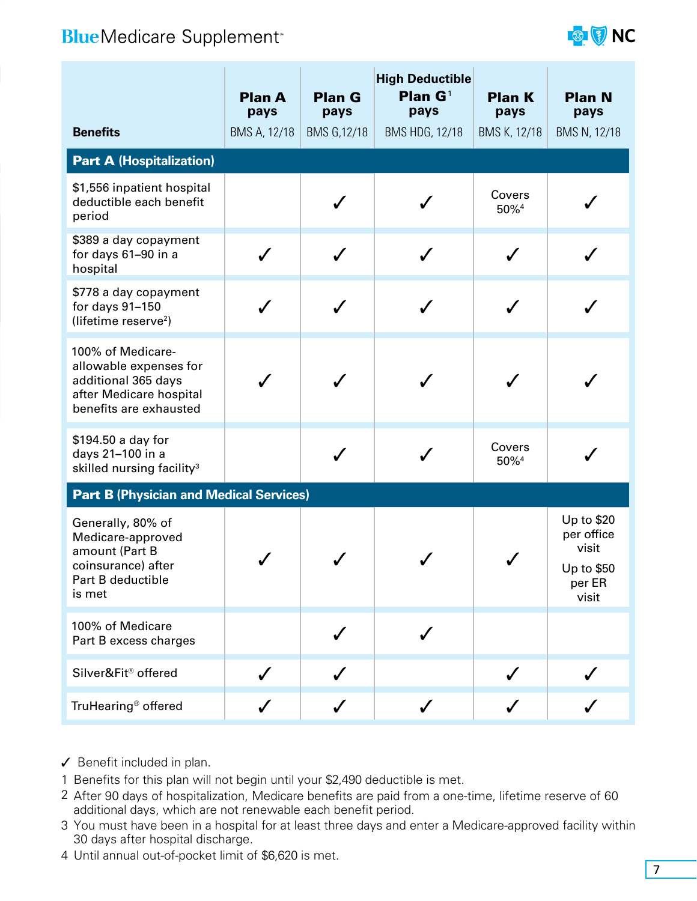BlueMedicare Supplement™

| Benefits | Plan A pays BMS A, 12/18 | Plan G pays BMS G,12/18 | High Deductible Plan G[1] pays BMS HDG, 12/18 | Plan K pays BMS K, 12/18 | Plan N pays BMS N, 12/18 |
|---|---|---|---|---|---|
| **Part A (Hospitalization)** | | | | | |
| $1,556 inpatient hospital deductible each benefit period | | ✓ | ✓ | Covers 50%[4] | ✓ |
| $389 a day copayment for days 61–90 in a hospital | ✓ | ✓ | ✓ | ✓ | ✓ |
| $778 a day copayment for days 91–150 (lifetime reserve[2]) | ✓ | ✓ | ✓ | ✓ | ✓ |
| 100% of Medicare-allowable expenses for additional 365 days after Medicare hospital benefits are exhausted | ✓ | ✓ | ✓ | ✓ | ✓ |
| $194.50 a day for days 21–100 in a skilled nursing facility[3] | | ✓ | ✓ | Covers 50%[4] | ✓ |
| **Part B (Physician and Medical Services)** | | | | | |
| Generally, 80% of Medicare-approved amount (Part B coinsurance) after Part B deductible is met | ✓ | ✓ | ✓ | ✓ | Up to $20 per office visit<br>Up to $50 per ER visit |
| 100% of Medicare Part B excess charges | | ✓ | ✓ | | |
| Silver&Fit® offered | ✓ | ✓ | | ✓ | ✓ |
| TruHearing® offered | ✓ | ✓ | ✓ | ✓ | ✓ |

✓ Benefit included in plan.

1 Benefits for this plan will not begin until your $2,490 deductible is met.

2 After 90 days of hospitalization, Medicare benefits are paid from a one-time, lifetime reserve of 60 additional days, which are not renewable each benefit period.

3 You must have been in a hospital for at least three days and enter a Medicare-approved facility within 30 days after hospital discharge.

4 Until annual out-of-pocket limit of $6,620 is met.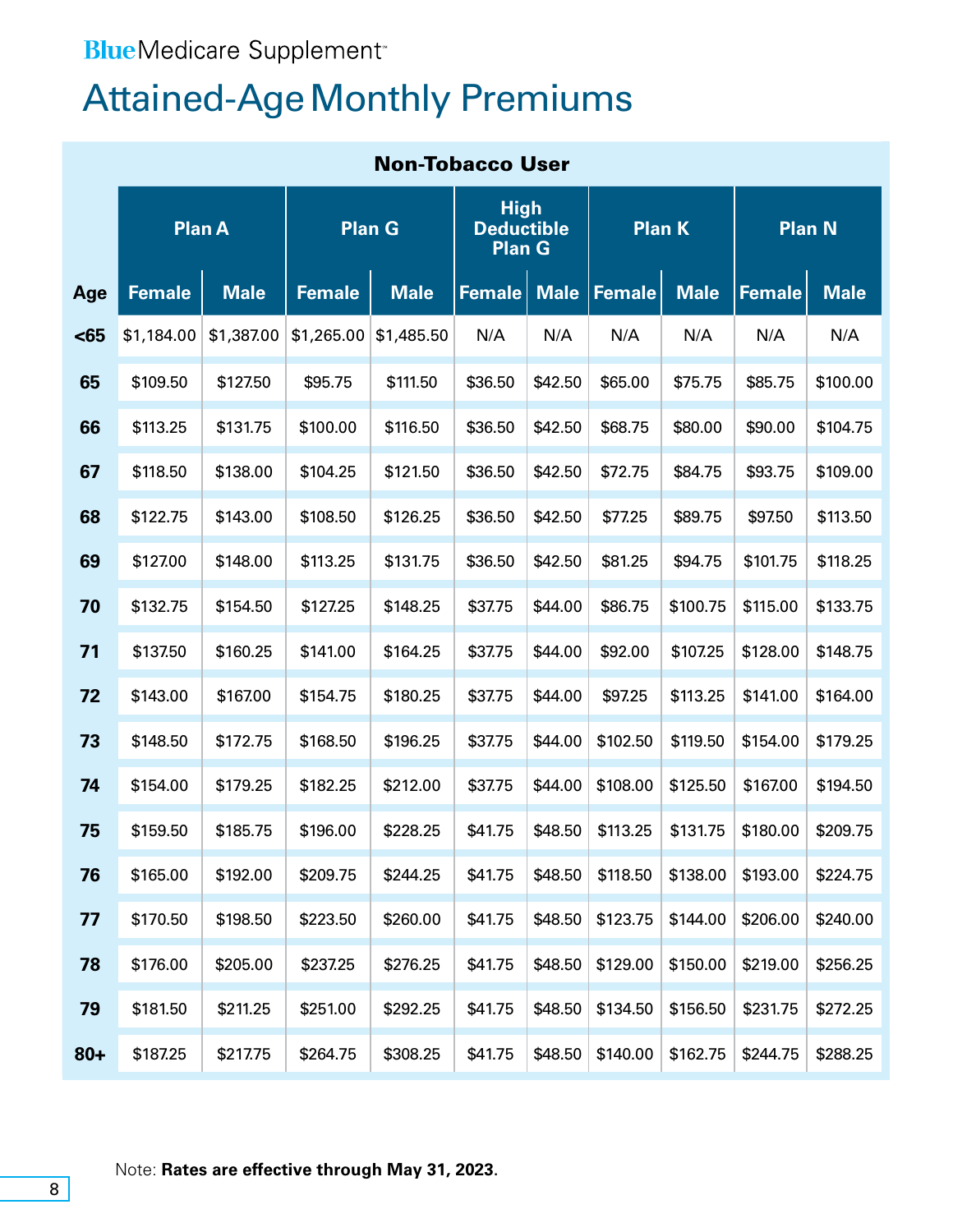Blue Medicare Supplement™

# Attained-Age Monthly Premiums

| | Non-Tobacco User | | | | | | | | | |
|---|---|---|---|---|---|---|---|---|---|---|
| | Plan A | | Plan G | | High Deductible Plan G | | Plan K | | Plan N | |
| Age | Female | Male | Female | Male | Female | Male | Female | Male | Female | Male |
| <65 | $1,184.00 | $1,387.00 | $1,265.00 | $1,485.50 | N/A | N/A | N/A | N/A | N/A | N/A |
| 65 | $109.50 | $127.50 | $95.75 | $111.50 | $36.50 | $42.50 | $65.00 | $75.75 | $85.75 | $100.00 |
| 66 | $113.25 | $131.75 | $100.00 | $116.50 | $36.50 | $42.50 | $68.75 | $80.00 | $90.00 | $104.75 |
| 67 | $118.50 | $138.00 | $104.25 | $121.50 | $36.50 | $42.50 | $72.75 | $84.75 | $93.75 | $109.00 |
| 68 | $122.75 | $143.00 | $108.50 | $126.25 | $36.50 | $42.50 | $77.25 | $89.75 | $97.50 | $113.50 |
| 69 | $127.00 | $148.00 | $113.25 | $131.75 | $36.50 | $42.50 | $81.25 | $94.75 | $101.75 | $118.25 |
| 70 | $132.75 | $154.50 | $127.25 | $148.25 | $37.75 | $44.00 | $86.75 | $100.75 | $115.00 | $133.75 |
| 71 | $137.50 | $160.25 | $141.00 | $164.25 | $37.75 | $44.00 | $92.00 | $107.25 | $128.00 | $148.75 |
| 72 | $143.00 | $167.00 | $154.75 | $180.25 | $37.75 | $44.00 | $97.25 | $113.25 | $141.00 | $164.00 |
| 73 | $148.50 | $172.75 | $168.50 | $196.25 | $37.75 | $44.00 | $102.50 | $119.50 | $154.00 | $179.25 |
| 74 | $154.00 | $179.25 | $182.25 | $212.00 | $37.75 | $44.00 | $108.00 | $125.50 | $167.00 | $194.50 |
| 75 | $159.50 | $185.75 | $196.00 | $228.25 | $41.75 | $48.50 | $113.25 | $131.75 | $180.00 | $209.75 |
| 76 | $165.00 | $192.00 | $209.75 | $244.25 | $41.75 | $48.50 | $118.50 | $138.00 | $193.00 | $224.75 |
| 77 | $170.50 | $198.50 | $223.50 | $260.00 | $41.75 | $48.50 | $123.75 | $144.00 | $206.00 | $240.00 |
| 78 | $176.00 | $205.00 | $237.25 | $276.25 | $41.75 | $48.50 | $129.00 | $150.00 | $219.00 | $256.25 |
| 79 | $181.50 | $211.25 | $251.00 | $292.25 | $41.75 | $48.50 | $134.50 | $156.50 | $231.75 | $272.25 |
| 80+ | $187.25 | $217.75 | $264.75 | $308.25 | $41.75 | $48.50 | $140.00 | $162.75 | $244.75 | $288.25 |

Note: **Rates are effective through May 31, 2023.**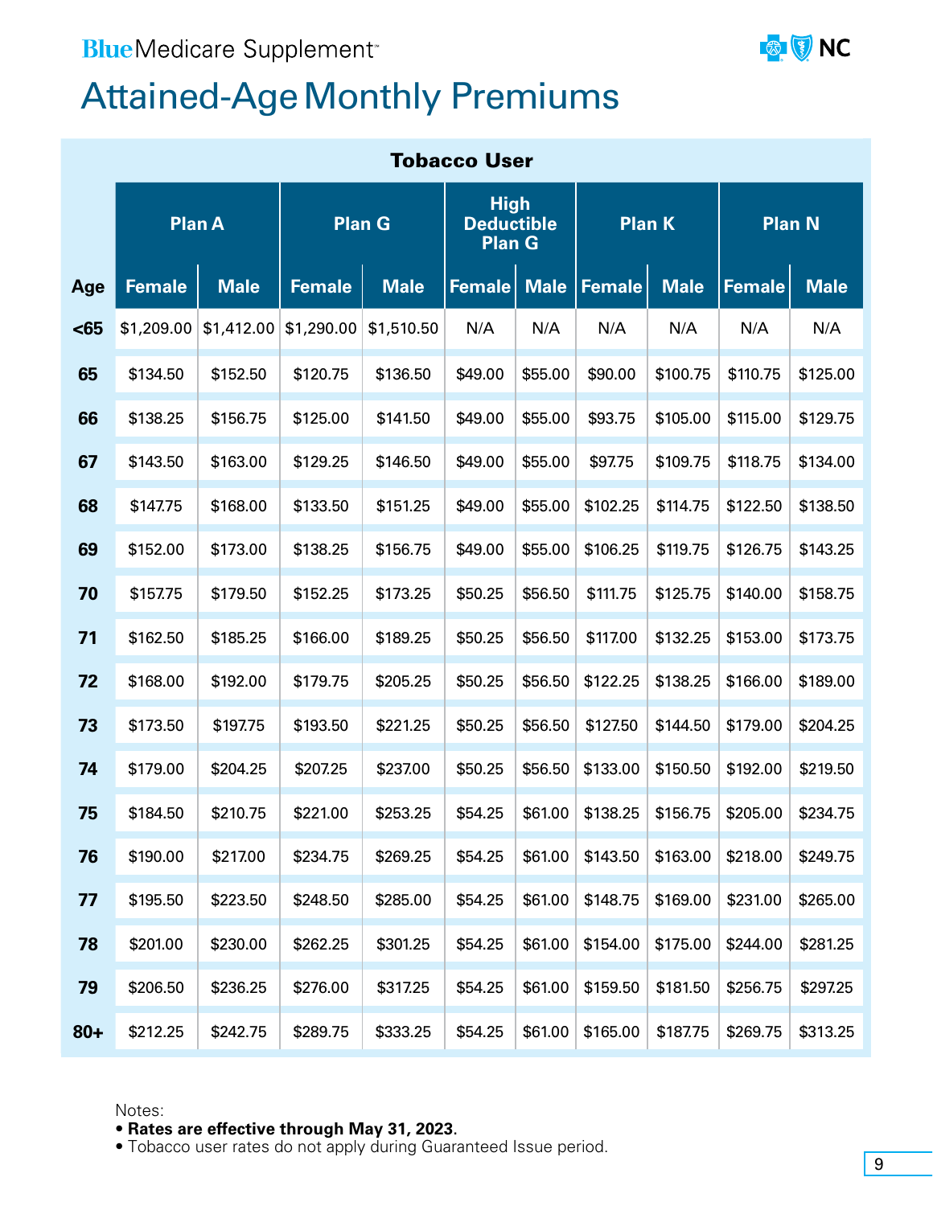Blue Medicare Supplement℠

# Attained-Age Monthly Premiums

| | Tobacco User | | | | | | | | | |
|---|---|---|---|---|---|---|---|---|---|---|
| | Plan A | | Plan G | | High Deductible Plan G | | Plan K | | Plan N | |
| Age | Female | Male | Female | Male | Female | Male | Female | Male | Female | Male |
| <65 | $1,209.00 | $1,412.00 | $1,290.00 | $1,510.50 | N/A | N/A | N/A | N/A | N/A | N/A |
| 65 | $134.50 | $152.50 | $120.75 | $136.50 | $49.00 | $55.00 | $90.00 | $100.75 | $110.75 | $125.00 |
| 66 | $138.25 | $156.75 | $125.00 | $141.50 | $49.00 | $55.00 | $93.75 | $105.00 | $115.00 | $129.75 |
| 67 | $143.50 | $163.00 | $129.25 | $146.50 | $49.00 | $55.00 | $97.75 | $109.75 | $118.75 | $134.00 |
| 68 | $147.75 | $168.00 | $133.50 | $151.25 | $49.00 | $55.00 | $102.25 | $114.75 | $122.50 | $138.50 |
| 69 | $152.00 | $173.00 | $138.25 | $156.75 | $49.00 | $55.00 | $106.25 | $119.75 | $126.75 | $143.25 |
| 70 | $157.75 | $179.50 | $152.25 | $173.25 | $50.25 | $56.50 | $111.75 | $125.75 | $140.00 | $158.75 |
| 71 | $162.50 | $185.25 | $166.00 | $189.25 | $50.25 | $56.50 | $117.00 | $132.25 | $153.00 | $173.75 |
| 72 | $168.00 | $192.00 | $179.75 | $205.25 | $50.25 | $56.50 | $122.25 | $138.25 | $166.00 | $189.00 |
| 73 | $173.50 | $197.75 | $193.50 | $221.25 | $50.25 | $56.50 | $127.50 | $144.50 | $179.00 | $204.25 |
| 74 | $179.00 | $204.25 | $207.25 | $237.00 | $50.25 | $56.50 | $133.00 | $150.50 | $192.00 | $219.50 |
| 75 | $184.50 | $210.75 | $221.00 | $253.25 | $54.25 | $61.00 | $138.25 | $156.75 | $205.00 | $234.75 |
| 76 | $190.00 | $217.00 | $234.75 | $269.25 | $54.25 | $61.00 | $143.50 | $163.00 | $218.00 | $249.75 |
| 77 | $195.50 | $223.50 | $248.50 | $285.00 | $54.25 | $61.00 | $148.75 | $169.00 | $231.00 | $265.00 |
| 78 | $201.00 | $230.00 | $262.25 | $301.25 | $54.25 | $61.00 | $154.00 | $175.00 | $244.00 | $281.25 |
| 79 | $206.50 | $236.25 | $276.00 | $317.25 | $54.25 | $61.00 | $159.50 | $181.50 | $256.75 | $297.25 |
| 80+ | $212.25 | $242.75 | $289.75 | $333.25 | $54.25 | $61.00 | $165.00 | $187.75 | $269.75 | $313.25 |

Notes:
- **Rates are effective through May 31, 2023.**
- Tobacco user rates do not apply during Guaranteed Issue period.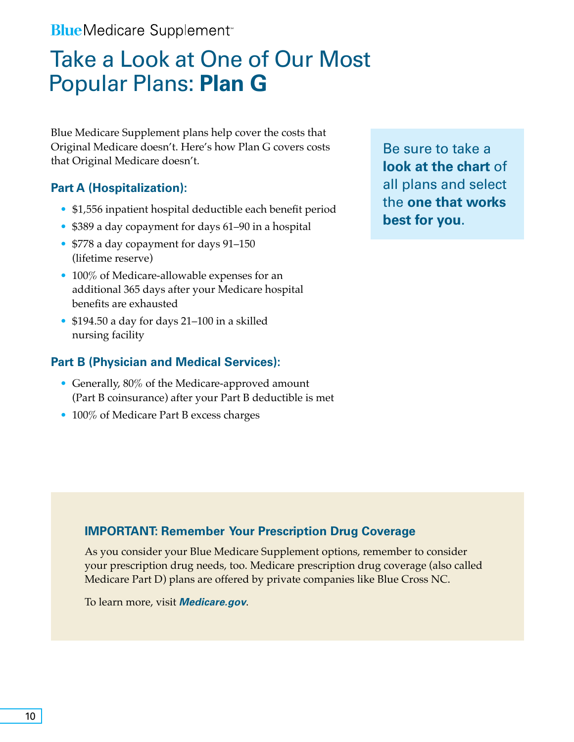Blue Medicare Supplement℠

# Take a Look at One of Our Most Popular Plans: **Plan G**

Blue Medicare Supplement plans help cover the costs that Original Medicare doesn't. Here's how Plan G covers costs that Original Medicare doesn't.

### Part A (Hospitalization):

- $1,556 inpatient hospital deductible each benefit period
- $389 a day copayment for days 61–90 in a hospital
- $778 a day copayment for days 91–150 (lifetime reserve)
- 100% of Medicare-allowable expenses for an additional 365 days after your Medicare hospital benefits are exhausted
- $194.50 a day for days 21–100 in a skilled nursing facility

### Part B (Physician and Medical Services):

- Generally, 80% of the Medicare-approved amount (Part B coinsurance) after your Part B deductible is met
- 100% of Medicare Part B excess charges

Be sure to take a **look at the chart** of all plans and select the **one that works best for you**.

### IMPORTANT: Remember Your Prescription Drug Coverage

As you consider your Blue Medicare Supplement options, remember to consider your prescription drug needs, too. Medicare prescription drug coverage (also called Medicare Part D) plans are offered by private companies like Blue Cross NC.

To learn more, visit ***Medicare.gov***.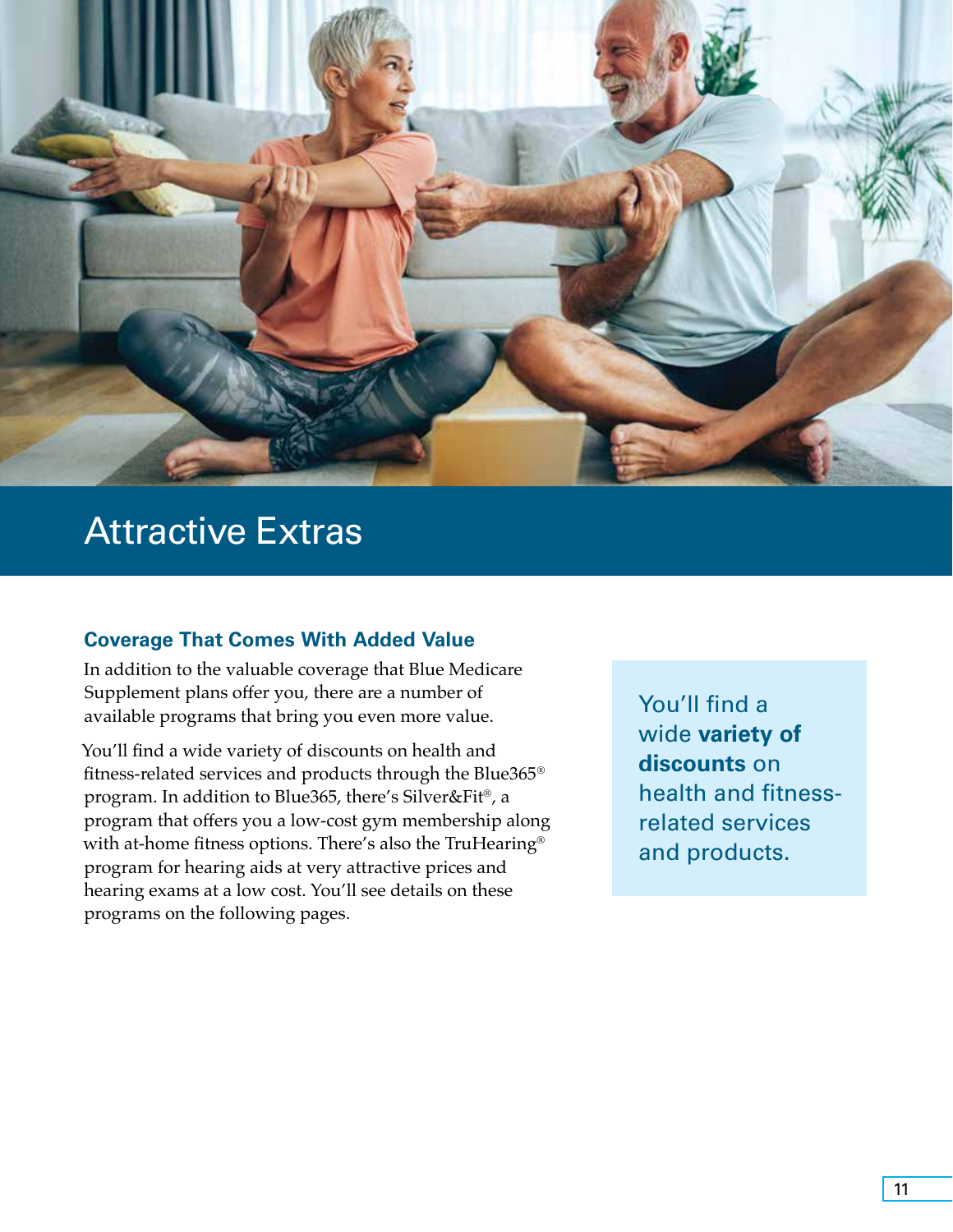# Attractive Extras

## Coverage That Comes With Added Value

In addition to the valuable coverage that Blue Medicare Supplement plans offer you, there are a number of available programs that bring you even more value.

You'll find a wide variety of discounts on health and fitness-related services and products through the Blue365® program. In addition to Blue365, there's Silver&Fit®, a program that offers you a low-cost gym membership along with at-home fitness options. There's also the TruHearing® program for hearing aids at very attractive prices and hearing exams at a low cost. You'll see details on these programs on the following pages.

You'll find a wide **variety of discounts** on health and fitness-related services and products.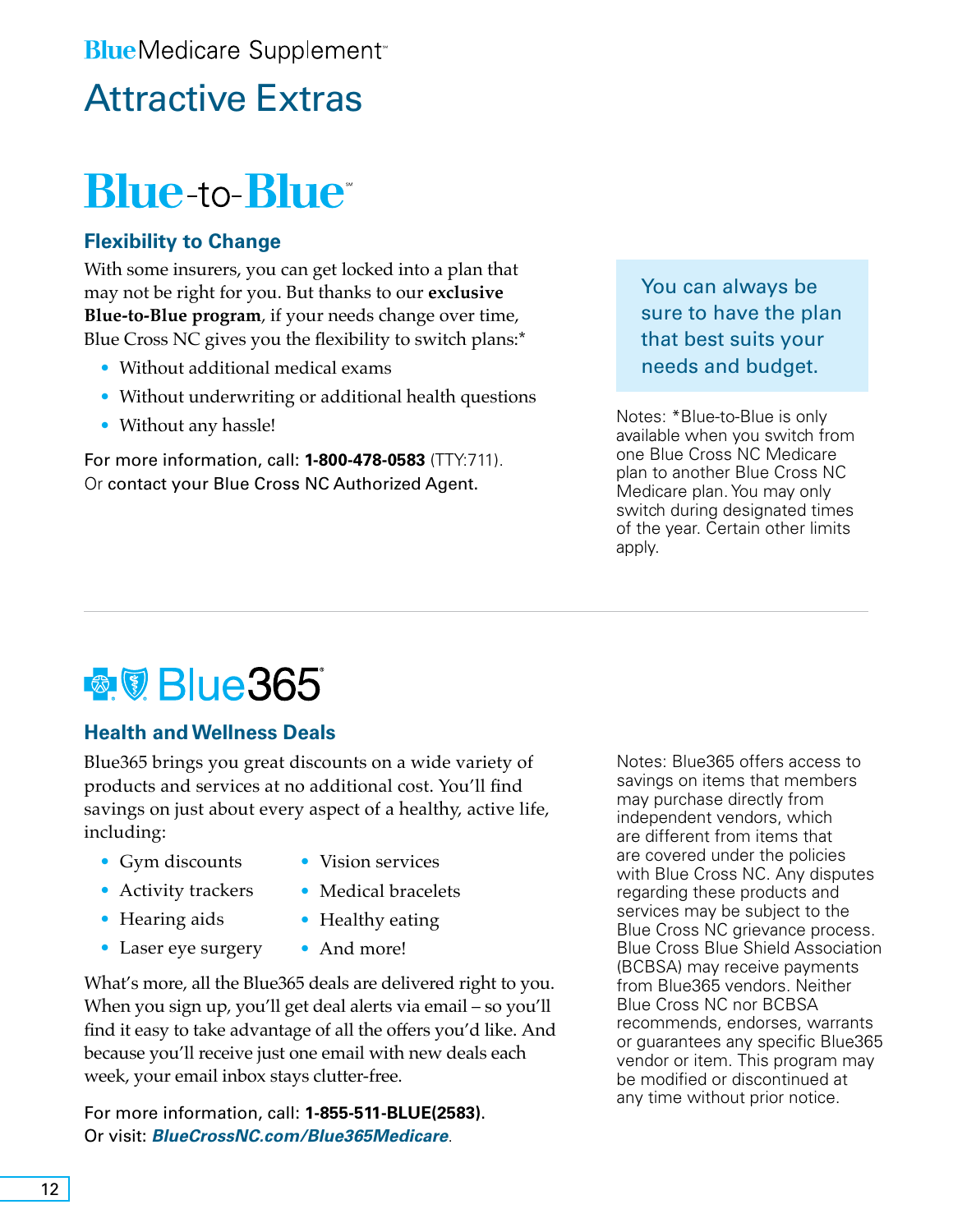BlueMedicare Supplement℠

# Attractive Extras

## Blue-to-Blue℠

### Flexibility to Change

With some insurers, you can get locked into a plan that may not be right for you. But thanks to our **exclusive Blue-to-Blue program**, if your needs change over time, Blue Cross NC gives you the flexibility to switch plans:*

- Without additional medical exams
- Without underwriting or additional health questions
- Without any hassle!

For more information, call: **1-800-478-0583** (TTY:711). Or contact your Blue Cross NC Authorized Agent.

You can always be sure to have the plan that best suits your needs and budget.

Notes: *Blue-to-Blue is only available when you switch from one Blue Cross NC Medicare plan to another Blue Cross NC Medicare plan. You may only switch during designated times of the year. Certain other limits apply.

---

## Blue365®

### Health and Wellness Deals

Blue365 brings you great discounts on a wide variety of products and services at no additional cost. You'll find savings on just about every aspect of a healthy, active life, including:

- Gym discounts
- Activity trackers
- Hearing aids
- Laser eye surgery
- Vision services
- Medical bracelets
- Healthy eating
- And more!

What's more, all the Blue365 deals are delivered right to you. When you sign up, you'll get deal alerts via email – so you'll find it easy to take advantage of all the offers you'd like. And because you'll receive just one email with new deals each week, your email inbox stays clutter-free.

For more information, call: **1-855-511-BLUE(2583)**. Or visit: ***BlueCrossNC.com/Blue365Medicare***.

Notes: Blue365 offers access to savings on items that members may purchase directly from independent vendors, which are different from items that are covered under the policies with Blue Cross NC. Any disputes regarding these products and services may be subject to the Blue Cross NC grievance process. Blue Cross Blue Shield Association (BCBSA) may receive payments from Blue365 vendors. Neither Blue Cross NC nor BCBSA recommends, endorses, warrants or guarantees any specific Blue365 vendor or item. This program may be modified or discontinued at any time without prior notice.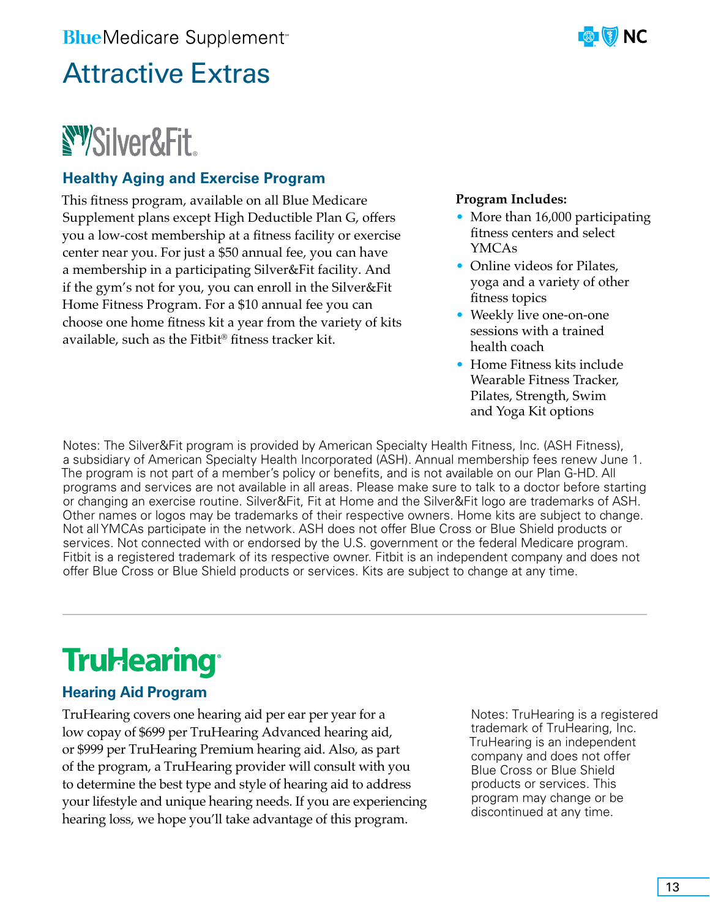# Attractive Extras

## Silver&Fit

### Healthy Aging and Exercise Program

This fitness program, available on all Blue Medicare Supplement plans except High Deductible Plan G, offers you a low-cost membership at a fitness facility or exercise center near you. For just a $50 annual fee, you can have a membership in a participating Silver&Fit facility. And if the gym's not for you, you can enroll in the Silver&Fit Home Fitness Program. For a $10 annual fee you can choose one home fitness kit a year from the variety of kits available, such as the Fitbit® fitness tracker kit.

**Program Includes:**

- More than 16,000 participating fitness centers and select YMCAs
- Online videos for Pilates, yoga and a variety of other fitness topics
- Weekly live one-on-one sessions with a trained health coach
- Home Fitness kits include Wearable Fitness Tracker, Pilates, Strength, Swim and Yoga Kit options

Notes: The Silver&Fit program is provided by American Specialty Health Fitness, Inc. (ASH Fitness), a subsidiary of American Specialty Health Incorporated (ASH). Annual membership fees renew June 1. The program is not part of a member's policy or benefits, and is not available on our Plan G-HD. All programs and services are not available in all areas. Please make sure to talk to a doctor before starting or changing an exercise routine. Silver&Fit, Fit at Home and the Silver&Fit logo are trademarks of ASH. Other names or logos may be trademarks of their respective owners. Home kits are subject to change. Not all YMCAs participate in the network. ASH does not offer Blue Cross or Blue Shield products or services. Not connected with or endorsed by the U.S. government or the federal Medicare program. Fitbit is a registered trademark of its respective owner. Fitbit is an independent company and does not offer Blue Cross or Blue Shield products or services. Kits are subject to change at any time.

---

## TruHearing

### Hearing Aid Program

TruHearing covers one hearing aid per ear per year for a low copay of $699 per TruHearing Advanced hearing aid, or $999 per TruHearing Premium hearing aid. Also, as part of the program, a TruHearing provider will consult with you to determine the best type and style of hearing aid to address your lifestyle and unique hearing needs. If you are experiencing hearing loss, we hope you'll take advantage of this program.

Notes: TruHearing is a registered trademark of TruHearing, Inc. TruHearing is an independent company and does not offer Blue Cross or Blue Shield products or services. This program may change or be discontinued at any time.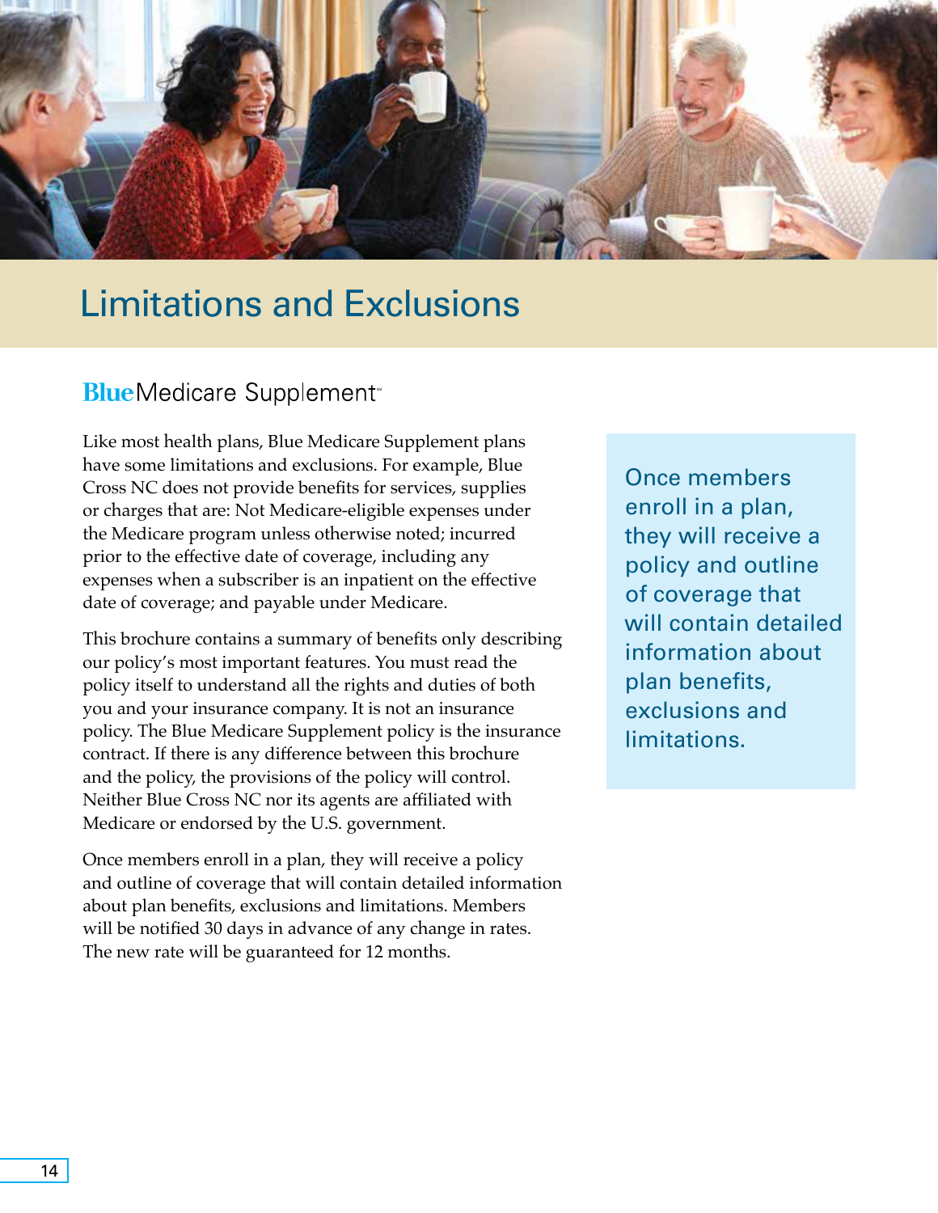# Limitations and Exclusions

## Blue Medicare Supplement℠

Like most health plans, Blue Medicare Supplement plans have some limitations and exclusions. For example, Blue Cross NC does not provide benefits for services, supplies or charges that are: Not Medicare-eligible expenses under the Medicare program unless otherwise noted; incurred prior to the effective date of coverage, including any expenses when a subscriber is an inpatient on the effective date of coverage; and payable under Medicare.

This brochure contains a summary of benefits only describing our policy's most important features. You must read the policy itself to understand all the rights and duties of both you and your insurance company. It is not an insurance policy. The Blue Medicare Supplement policy is the insurance contract. If there is any difference between this brochure and the policy, the provisions of the policy will control. Neither Blue Cross NC nor its agents are affiliated with Medicare or endorsed by the U.S. government.

Once members enroll in a plan, they will receive a policy and outline of coverage that will contain detailed information about plan benefits, exclusions and limitations. Members will be notified 30 days in advance of any change in rates. The new rate will be guaranteed for 12 months.

> Once members enroll in a plan, they will receive a policy and outline of coverage that will contain detailed information about plan benefits, exclusions and limitations.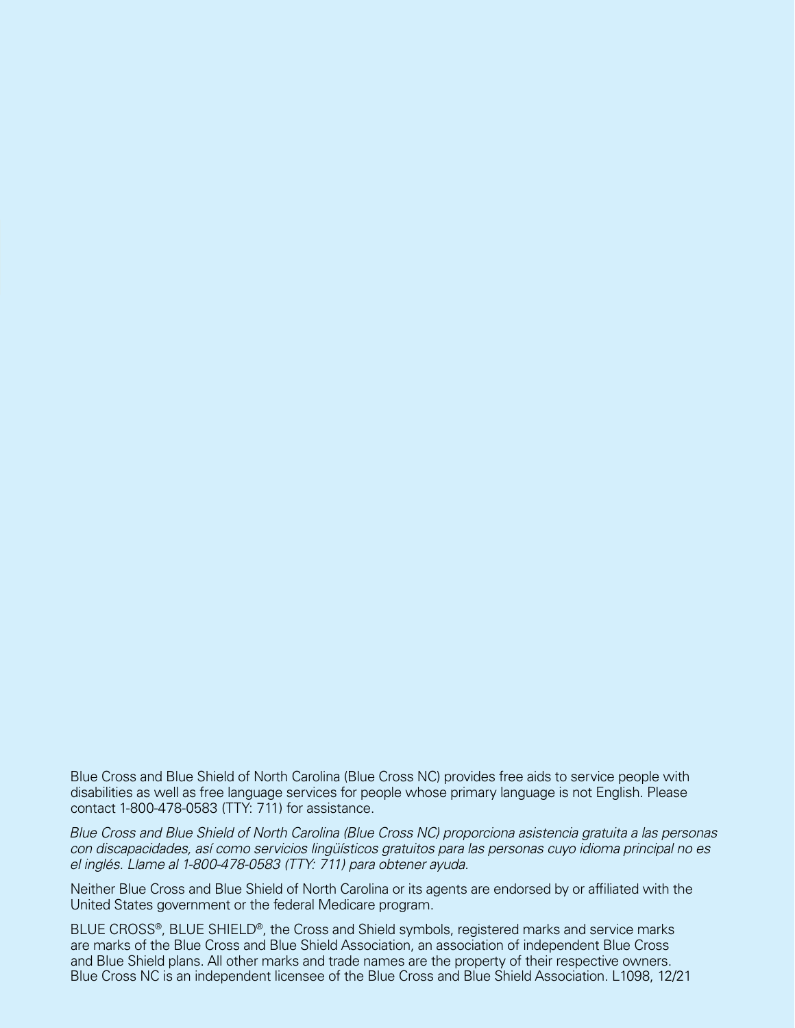Blue Cross and Blue Shield of North Carolina (Blue Cross NC) provides free aids to service people with disabilities as well as free language services for people whose primary language is not English. Please contact 1-800-478-0583 (TTY: 711) for assistance.

*Blue Cross and Blue Shield of North Carolina (Blue Cross NC) proporciona asistencia gratuita a las personas con discapacidades, así como servicios lingüísticos gratuitos para las personas cuyo idioma principal no es el inglés. Llame al 1-800-478-0583 (TTY: 711) para obtener ayuda.*

Neither Blue Cross and Blue Shield of North Carolina or its agents are endorsed by or affiliated with the United States government or the federal Medicare program.

BLUE CROSS®, BLUE SHIELD®, the Cross and Shield symbols, registered marks and service marks are marks of the Blue Cross and Blue Shield Association, an association of independent Blue Cross and Blue Shield plans. All other marks and trade names are the property of their respective owners. Blue Cross NC is an independent licensee of the Blue Cross and Blue Shield Association. L1098, 12/21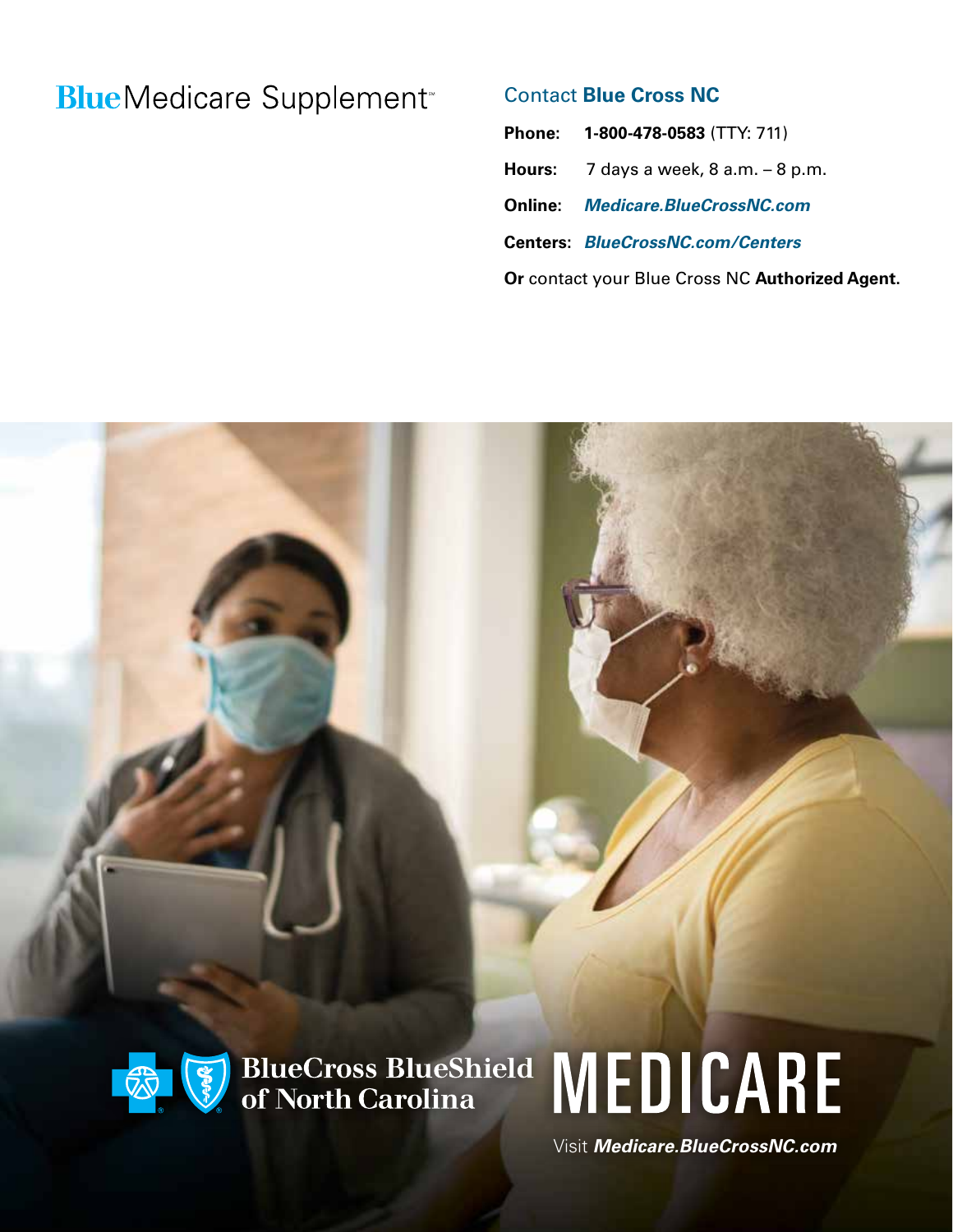# Blue Medicare Supplement℠

## Contact **Blue Cross NC**

**Phone:** **1-800-478-0583** (TTY: 711)

**Hours:** 7 days a week, 8 a.m. – 8 p.m.

**Online:** ***Medicare.BlueCrossNC.com***

**Centers:** ***BlueCrossNC.com/Centers***

**Or** contact your Blue Cross NC **Authorized Agent.**

BlueCross BlueShield of North Carolina

MEDICARE

Visit ***Medicare.BlueCrossNC.com***